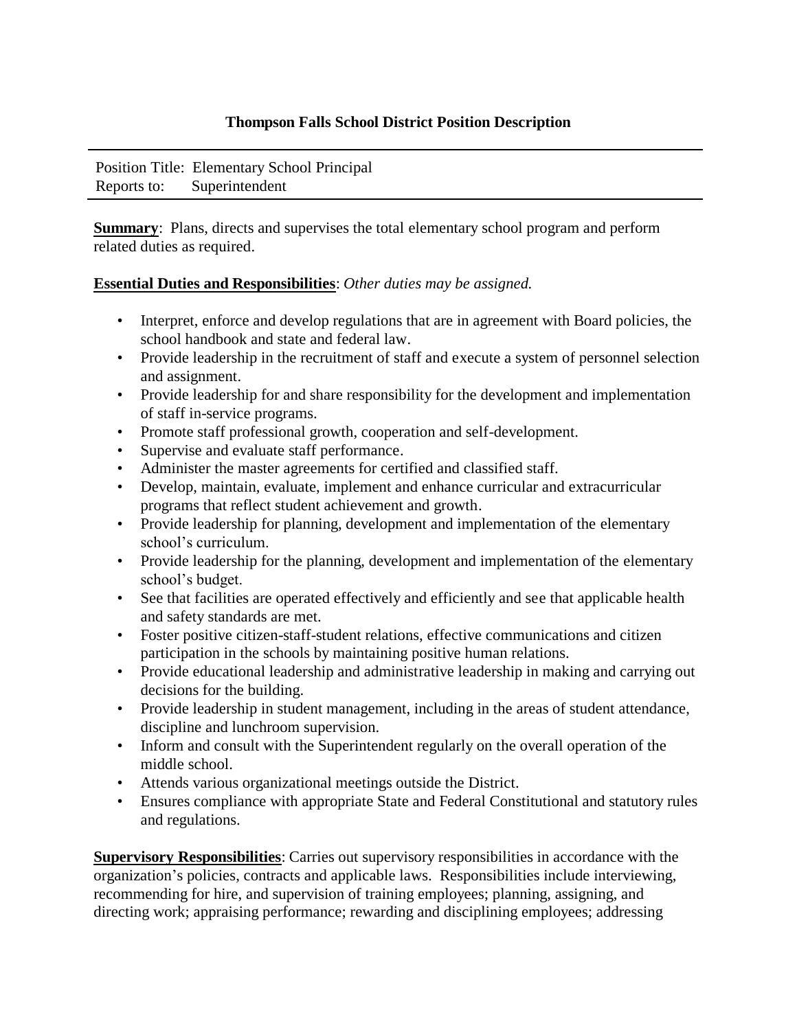## Thompson Falls School District Position Description

Position Title: Elementary School Principal
Reports to: Superintendent

**Summary**: Plans, directs and supervises the total elementary school program and perform related duties as required.

**Essential Duties and Responsibilities**: *Other duties may be assigned.*

- Interpret, enforce and develop regulations that are in agreement with Board policies, the school handbook and state and federal law.
- Provide leadership in the recruitment of staff and execute a system of personnel selection and assignment.
- Provide leadership for and share responsibility for the development and implementation of staff in-service programs.
- Promote staff professional growth, cooperation and self-development.
- Supervise and evaluate staff performance.
- Administer the master agreements for certified and classified staff.
- Develop, maintain, evaluate, implement and enhance curricular and extracurricular programs that reflect student achievement and growth.
- Provide leadership for planning, development and implementation of the elementary school's curriculum.
- Provide leadership for the planning, development and implementation of the elementary school's budget.
- See that facilities are operated effectively and efficiently and see that applicable health and safety standards are met.
- Foster positive citizen-staff-student relations, effective communications and citizen participation in the schools by maintaining positive human relations.
- Provide educational leadership and administrative leadership in making and carrying out decisions for the building.
- Provide leadership in student management, including in the areas of student attendance, discipline and lunchroom supervision.
- Inform and consult with the Superintendent regularly on the overall operation of the middle school.
- Attends various organizational meetings outside the District.
- Ensures compliance with appropriate State and Federal Constitutional and statutory rules and regulations.

**Supervisory Responsibilities**: Carries out supervisory responsibilities in accordance with the organization's policies, contracts and applicable laws. Responsibilities include interviewing, recommending for hire, and supervision of training employees; planning, assigning, and directing work; appraising performance; rewarding and disciplining employees; addressing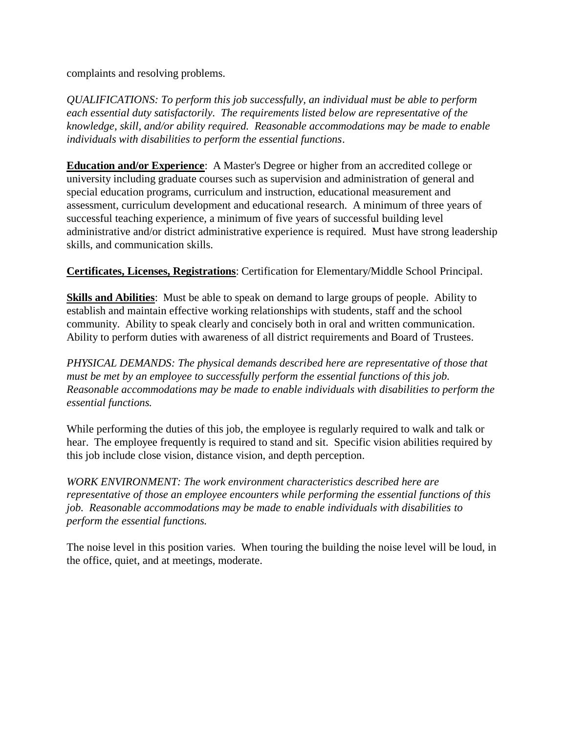complaints and resolving problems.

*QUALIFICATIONS: To perform this job successfully, an individual must be able to perform each essential duty satisfactorily. The requirements listed below are representative of the knowledge, skill, and/or ability required. Reasonable accommodations may be made to enable individuals with disabilities to perform the essential functions.*

**Education and/or Experience**: A Master's Degree or higher from an accredited college or university including graduate courses such as supervision and administration of general and special education programs, curriculum and instruction, educational measurement and assessment, curriculum development and educational research. A minimum of three years of successful teaching experience, a minimum of five years of successful building level administrative and/or district administrative experience is required. Must have strong leadership skills, and communication skills.

**Certificates, Licenses, Registrations**: Certification for Elementary/Middle School Principal.

**Skills and Abilities**: Must be able to speak on demand to large groups of people. Ability to establish and maintain effective working relationships with students, staff and the school community. Ability to speak clearly and concisely both in oral and written communication. Ability to perform duties with awareness of all district requirements and Board of Trustees.

*PHYSICAL DEMANDS: The physical demands described here are representative of those that must be met by an employee to successfully perform the essential functions of this job. Reasonable accommodations may be made to enable individuals with disabilities to perform the essential functions.*

While performing the duties of this job, the employee is regularly required to walk and talk or hear. The employee frequently is required to stand and sit. Specific vision abilities required by this job include close vision, distance vision, and depth perception.

*WORK ENVIRONMENT: The work environment characteristics described here are representative of those an employee encounters while performing the essential functions of this job. Reasonable accommodations may be made to enable individuals with disabilities to perform the essential functions.*

The noise level in this position varies. When touring the building the noise level will be loud, in the office, quiet, and at meetings, moderate.